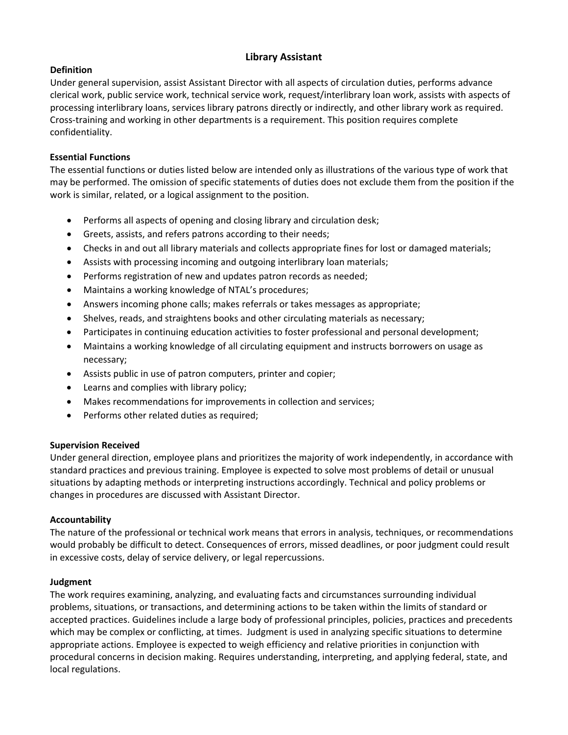# Library Assistant

**Definition**

Under general supervision, assist Assistant Director with all aspects of circulation duties, performs advance clerical work, public service work, technical service work, request/interlibrary loan work, assists with aspects of processing interlibrary loans, services library patrons directly or indirectly, and other library work as required. Cross-training and working in other departments is a requirement. This position requires complete confidentiality.

**Essential Functions**

The essential functions or duties listed below are intended only as illustrations of the various type of work that may be performed. The omission of specific statements of duties does not exclude them from the position if the work is similar, related, or a logical assignment to the position.

- Performs all aspects of opening and closing library and circulation desk;
- Greets, assists, and refers patrons according to their needs;
- Checks in and out all library materials and collects appropriate fines for lost or damaged materials;
- Assists with processing incoming and outgoing interlibrary loan materials;
- Performs registration of new and updates patron records as needed;
- Maintains a working knowledge of NTAL's procedures;
- Answers incoming phone calls; makes referrals or takes messages as appropriate;
- Shelves, reads, and straightens books and other circulating materials as necessary;
- Participates in continuing education activities to foster professional and personal development;
- Maintains a working knowledge of all circulating equipment and instructs borrowers on usage as necessary;
- Assists public in use of patron computers, printer and copier;
- Learns and complies with library policy;
- Makes recommendations for improvements in collection and services;
- Performs other related duties as required;

**Supervision Received**

Under general direction, employee plans and prioritizes the majority of work independently, in accordance with standard practices and previous training. Employee is expected to solve most problems of detail or unusual situations by adapting methods or interpreting instructions accordingly. Technical and policy problems or changes in procedures are discussed with Assistant Director.

**Accountability**

The nature of the professional or technical work means that errors in analysis, techniques, or recommendations would probably be difficult to detect. Consequences of errors, missed deadlines, or poor judgment could result in excessive costs, delay of service delivery, or legal repercussions.

**Judgment**

The work requires examining, analyzing, and evaluating facts and circumstances surrounding individual problems, situations, or transactions, and determining actions to be taken within the limits of standard or accepted practices. Guidelines include a large body of professional principles, policies, practices and precedents which may be complex or conflicting, at times. Judgment is used in analyzing specific situations to determine appropriate actions. Employee is expected to weigh efficiency and relative priorities in conjunction with procedural concerns in decision making. Requires understanding, interpreting, and applying federal, state, and local regulations.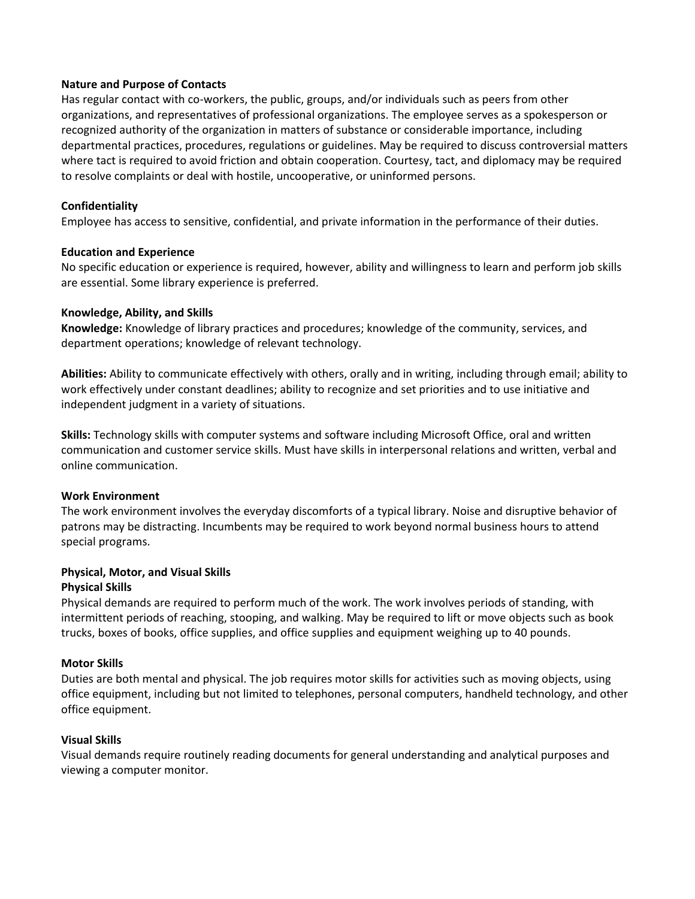**Nature and Purpose of Contacts**

Has regular contact with co-workers, the public, groups, and/or individuals such as peers from other organizations, and representatives of professional organizations. The employee serves as a spokesperson or recognized authority of the organization in matters of substance or considerable importance, including departmental practices, procedures, regulations or guidelines. May be required to discuss controversial matters where tact is required to avoid friction and obtain cooperation. Courtesy, tact, and diplomacy may be required to resolve complaints or deal with hostile, uncooperative, or uninformed persons.

**Confidentiality**

Employee has access to sensitive, confidential, and private information in the performance of their duties.

**Education and Experience**

No specific education or experience is required, however, ability and willingness to learn and perform job skills are essential. Some library experience is preferred.

**Knowledge, Ability, and Skills**

**Knowledge:** Knowledge of library practices and procedures; knowledge of the community, services, and department operations; knowledge of relevant technology.

**Abilities:** Ability to communicate effectively with others, orally and in writing, including through email; ability to work effectively under constant deadlines; ability to recognize and set priorities and to use initiative and independent judgment in a variety of situations.

**Skills:** Technology skills with computer systems and software including Microsoft Office, oral and written communication and customer service skills. Must have skills in interpersonal relations and written, verbal and online communication.

**Work Environment**

The work environment involves the everyday discomforts of a typical library. Noise and disruptive behavior of patrons may be distracting. Incumbents may be required to work beyond normal business hours to attend special programs.

**Physical, Motor, and Visual Skills**

**Physical Skills**

Physical demands are required to perform much of the work. The work involves periods of standing, with intermittent periods of reaching, stooping, and walking. May be required to lift or move objects such as book trucks, boxes of books, office supplies, and office supplies and equipment weighing up to 40 pounds.

**Motor Skills**

Duties are both mental and physical. The job requires motor skills for activities such as moving objects, using office equipment, including but not limited to telephones, personal computers, handheld technology, and other office equipment.

**Visual Skills**

Visual demands require routinely reading documents for general understanding and analytical purposes and viewing a computer monitor.